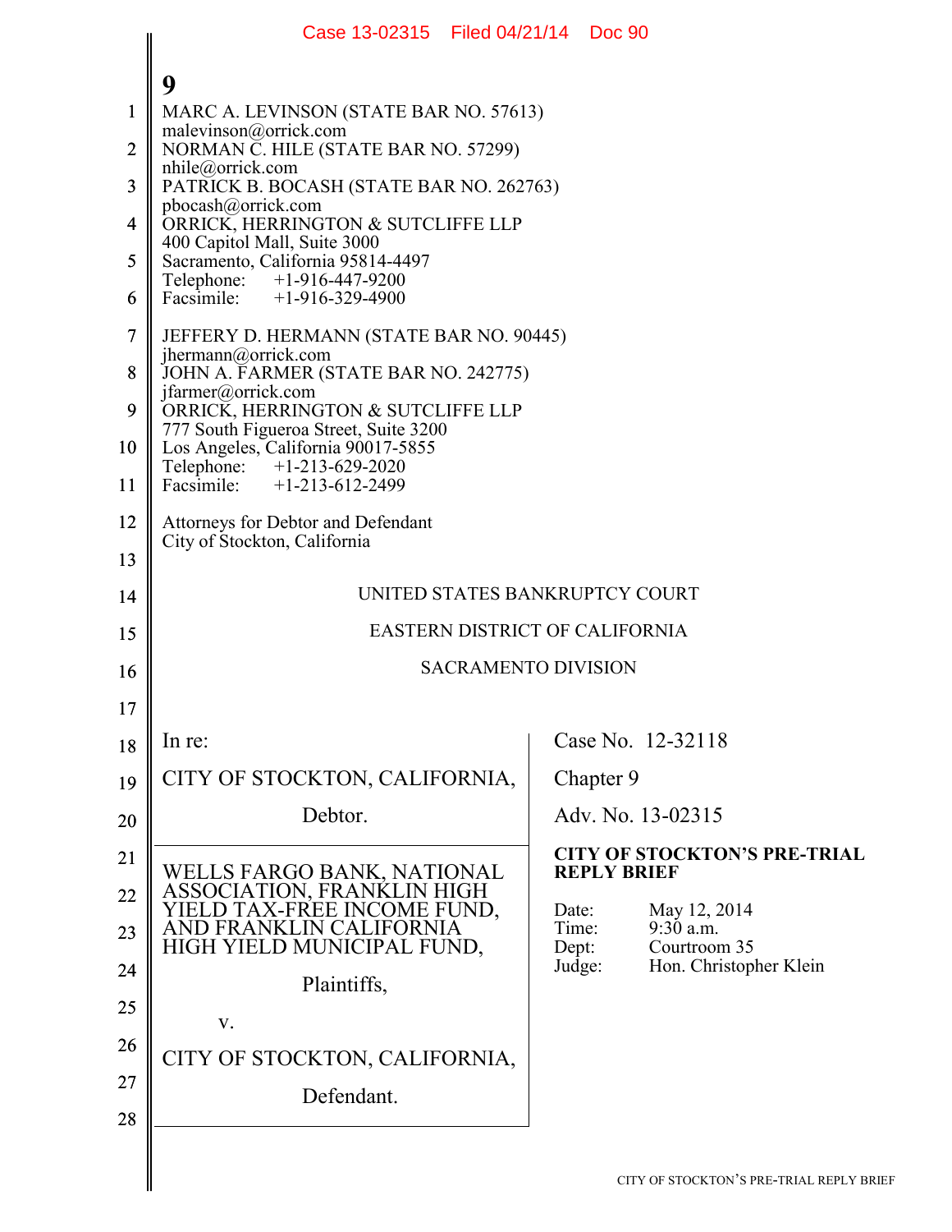MARC A. LEVINSON (STATE BAR NO. 57613)
malevinson@orrick.com
NORMAN C. HILE (STATE BAR NO. 57299)
nhile@orrick.com
PATRICK B. BOCASH (STATE BAR NO. 262763)
pbocash@orrick.com
ORRICK, HERRINGTON & SUTCLIFFE LLP
400 Capitol Mall, Suite 3000
Sacramento, California 95814-4497
Telephone: +1-916-447-9200
Facsimile: +1-916-329-4900

JEFFERY D. HERMANN (STATE BAR NO. 90445)
jhermann@orrick.com
JOHN A. FARMER (STATE BAR NO. 242775)
jfarmer@orrick.com
ORRICK, HERRINGTON & SUTCLIFFE LLP
777 South Figueroa Street, Suite 3200
Los Angeles, California 90017-5855
Telephone: +1-213-629-2020
Facsimile: +1-213-612-2499

Attorneys for Debtor and Defendant
City of Stockton, California

UNITED STATES BANKRUPTCY COURT

EASTERN DISTRICT OF CALIFORNIA

SACRAMENTO DIVISION

In re:

CITY OF STOCKTON, CALIFORNIA,

Debtor.

WELLS FARGO BANK, NATIONAL ASSOCIATION, FRANKLIN HIGH YIELD TAX-FREE INCOME FUND, AND FRANKLIN CALIFORNIA HIGH YIELD MUNICIPAL FUND,

Plaintiffs,

v.

CITY OF STOCKTON, CALIFORNIA,

Defendant.

Case No. 12-32118

Chapter 9

Adv. No. 13-02315

**CITY OF STOCKTON'S PRE-TRIAL REPLY BRIEF**

Date: May 12, 2014
Time: 9:30 a.m.
Dept: Courtroom 35
Judge: Hon. Christopher Klein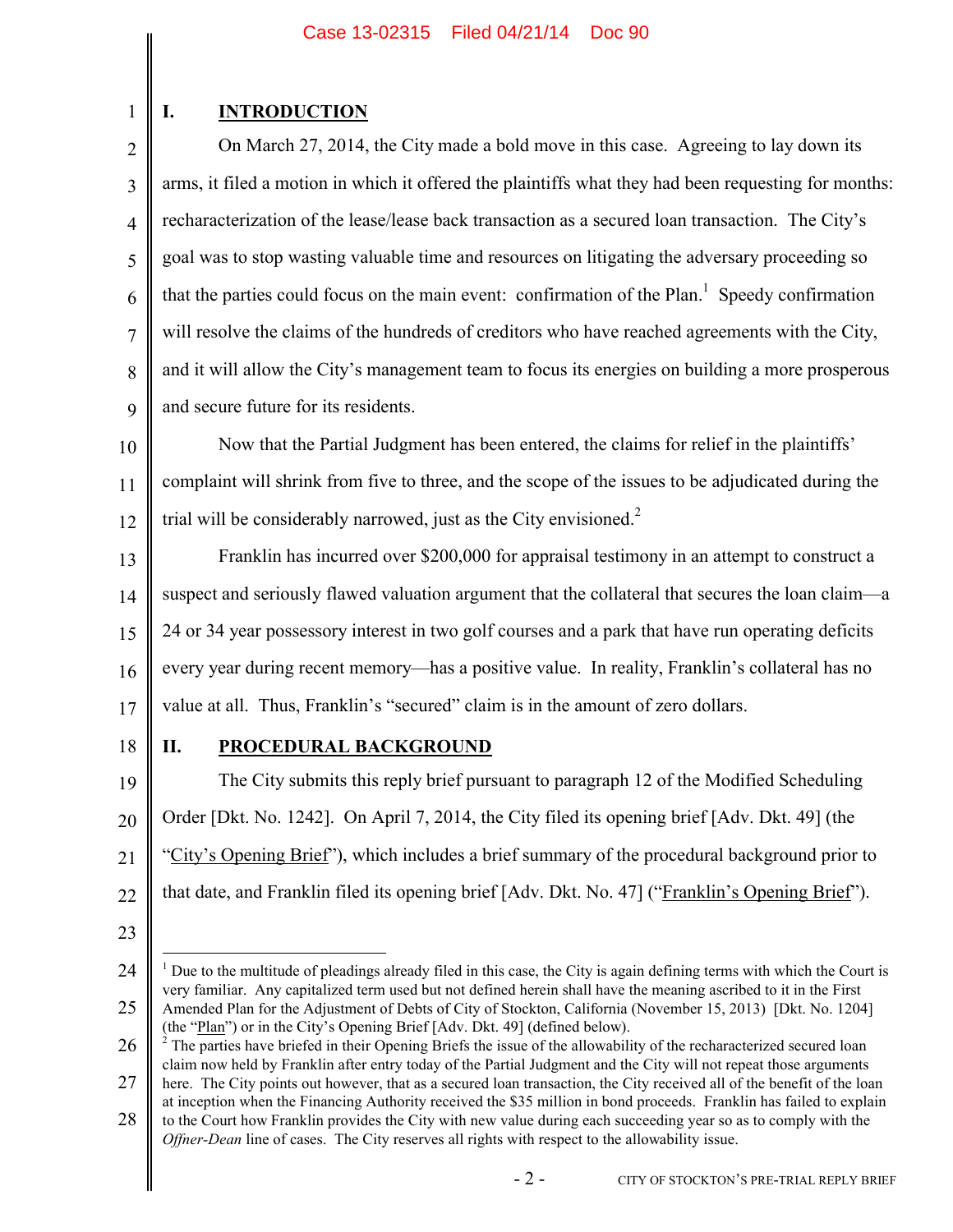## I. INTRODUCTION

On March 27, 2014, the City made a bold move in this case. Agreeing to lay down its arms, it filed a motion in which it offered the plaintiffs what they had been requesting for months: recharacterization of the lease/lease back transaction as a secured loan transaction. The City's goal was to stop wasting valuable time and resources on litigating the adversary proceeding so that the parties could focus on the main event: confirmation of the Plan.[1] Speedy confirmation will resolve the claims of the hundreds of creditors who have reached agreements with the City, and it will allow the City's management team to focus its energies on building a more prosperous and secure future for its residents.

Now that the Partial Judgment has been entered, the claims for relief in the plaintiffs' complaint will shrink from five to three, and the scope of the issues to be adjudicated during the trial will be considerably narrowed, just as the City envisioned.[2]

Franklin has incurred over $200,000 for appraisal testimony in an attempt to construct a suspect and seriously flawed valuation argument that the collateral that secures the loan claim—a 24 or 34 year possessory interest in two golf courses and a park that have run operating deficits every year during recent memory—has a positive value. In reality, Franklin's collateral has no value at all. Thus, Franklin's "secured" claim is in the amount of zero dollars.

## II. PROCEDURAL BACKGROUND

The City submits this reply brief pursuant to paragraph 12 of the Modified Scheduling Order [Dkt. No. 1242]. On April 7, 2014, the City filed its opening brief [Adv. Dkt. 49] (the "City's Opening Brief"), which includes a brief summary of the procedural background prior to that date, and Franklin filed its opening brief [Adv. Dkt. No. 47] ("Franklin's Opening Brief").

---

[1] Due to the multitude of pleadings already filed in this case, the City is again defining terms with which the Court is very familiar. Any capitalized term used but not defined herein shall have the meaning ascribed to it in the First Amended Plan for the Adjustment of Debts of City of Stockton, California (November 15, 2013) [Dkt. No. 1204] (the "Plan") or in the City's Opening Brief [Adv. Dkt. 49] (defined below).

[2] The parties have briefed in their Opening Briefs the issue of the allowability of the recharacterized secured loan claim now held by Franklin after entry today of the Partial Judgment and the City will not repeat those arguments here. The City points out however, that as a secured loan transaction, the City received all of the benefit of the loan at inception when the Financing Authority received the $35 million in bond proceeds. Franklin has failed to explain to the Court how Franklin provides the City with new value during each succeeding year so as to comply with the *Offner-Dean* line of cases. The City reserves all rights with respect to the allowability issue.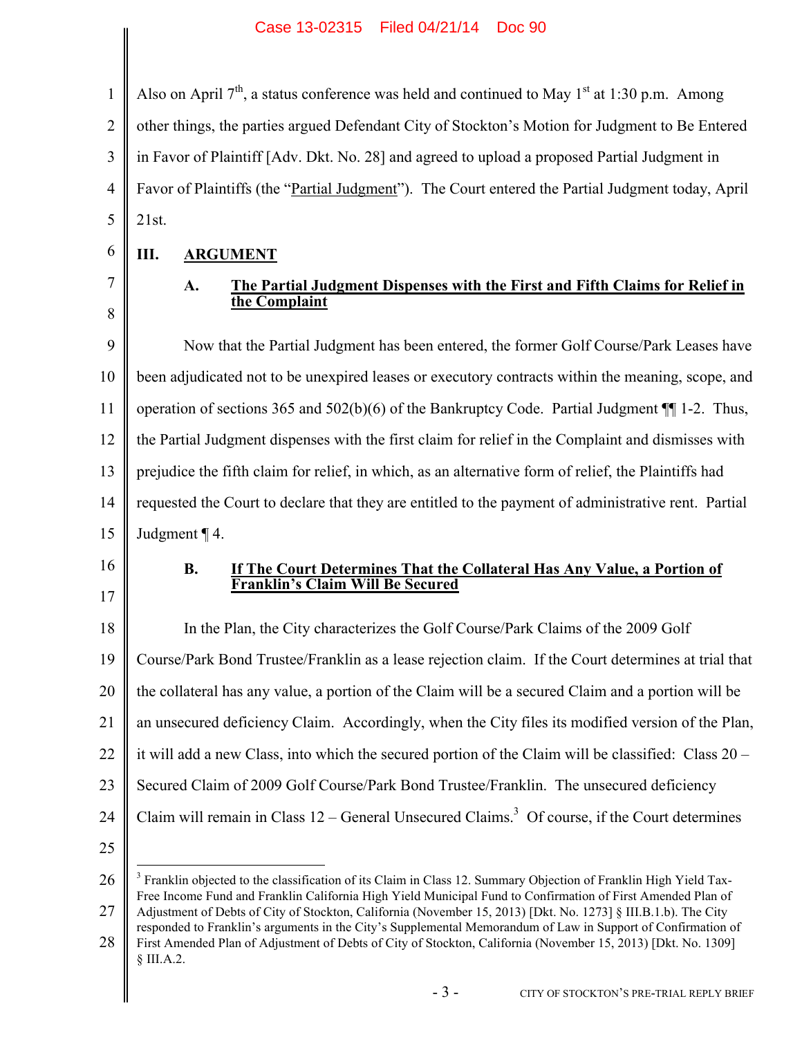Also on April 7th, a status conference was held and continued to May 1st at 1:30 p.m. Among other things, the parties argued Defendant City of Stockton's Motion for Judgment to Be Entered in Favor of Plaintiff [Adv. Dkt. No. 28] and agreed to upload a proposed Partial Judgment in Favor of Plaintiffs (the "Partial Judgment"). The Court entered the Partial Judgment today, April 21st.

## III. ARGUMENT

### A. The Partial Judgment Dispenses with the First and Fifth Claims for Relief in the Complaint

Now that the Partial Judgment has been entered, the former Golf Course/Park Leases have been adjudicated not to be unexpired leases or executory contracts within the meaning, scope, and operation of sections 365 and 502(b)(6) of the Bankruptcy Code. Partial Judgment ¶¶ 1-2. Thus, the Partial Judgment dispenses with the first claim for relief in the Complaint and dismisses with prejudice the fifth claim for relief, in which, as an alternative form of relief, the Plaintiffs had requested the Court to declare that they are entitled to the payment of administrative rent. Partial Judgment ¶ 4.

### B. If The Court Determines That the Collateral Has Any Value, a Portion of Franklin's Claim Will Be Secured

In the Plan, the City characterizes the Golf Course/Park Claims of the 2009 Golf Course/Park Bond Trustee/Franklin as a lease rejection claim. If the Court determines at trial that the collateral has any value, a portion of the Claim will be a secured Claim and a portion will be an unsecured deficiency Claim. Accordingly, when the City files its modified version of the Plan, it will add a new Class, into which the secured portion of the Claim will be classified: Class 20 – Secured Claim of 2009 Golf Course/Park Bond Trustee/Franklin. The unsecured deficiency Claim will remain in Class 12 – General Unsecured Claims.[3] Of course, if the Court determines

[3] Franklin objected to the classification of its Claim in Class 12. Summary Objection of Franklin High Yield Tax-Free Income Fund and Franklin California High Yield Municipal Fund to Confirmation of First Amended Plan of Adjustment of Debts of City of Stockton, California (November 15, 2013) [Dkt. No. 1273] § III.B.1.b). The City responded to Franklin's arguments in the City's Supplemental Memorandum of Law in Support of Confirmation of First Amended Plan of Adjustment of Debts of City of Stockton, California (November 15, 2013) [Dkt. No. 1309] § III.A.2.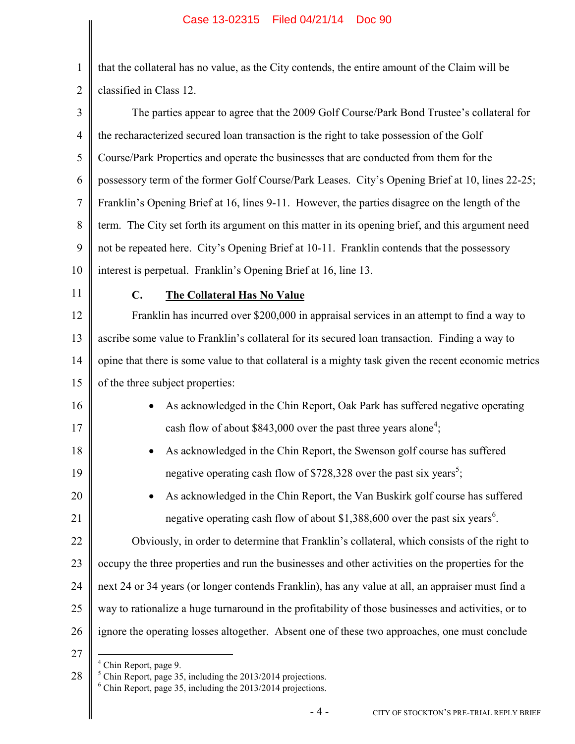that the collateral has no value, as the City contends, the entire amount of the Claim will be classified in Class 12.

The parties appear to agree that the 2009 Golf Course/Park Bond Trustee's collateral for the recharacterized secured loan transaction is the right to take possession of the Golf Course/Park Properties and operate the businesses that are conducted from them for the possessory term of the former Golf Course/Park Leases. City's Opening Brief at 10, lines 22-25; Franklin's Opening Brief at 16, lines 9-11. However, the parties disagree on the length of the term. The City set forth its argument on this matter in its opening brief, and this argument need not be repeated here. City's Opening Brief at 10-11. Franklin contends that the possessory interest is perpetual. Franklin's Opening Brief at 16, line 13.

### C. The Collateral Has No Value

Franklin has incurred over $200,000 in appraisal services in an attempt to find a way to ascribe some value to Franklin's collateral for its secured loan transaction. Finding a way to opine that there is some value to that collateral is a mighty task given the recent economic metrics of the three subject properties:

- As acknowledged in the Chin Report, Oak Park has suffered negative operating cash flow of about $843,000 over the past three years alone[4];
- As acknowledged in the Chin Report, the Swenson golf course has suffered negative operating cash flow of $728,328 over the past six years[5];
- As acknowledged in the Chin Report, the Van Buskirk golf course has suffered negative operating cash flow of about $1,388,600 over the past six years[6].

Obviously, in order to determine that Franklin's collateral, which consists of the right to occupy the three properties and run the businesses and other activities on the properties for the next 24 or 34 years (or longer contends Franklin), has any value at all, an appraiser must find a way to rationalize a huge turnaround in the profitability of those businesses and activities, or to ignore the operating losses altogether. Absent one of these two approaches, one must conclude

---

[4] Chin Report, page 9.

[5] Chin Report, page 35, including the 2013/2014 projections.

[6] Chin Report, page 35, including the 2013/2014 projections.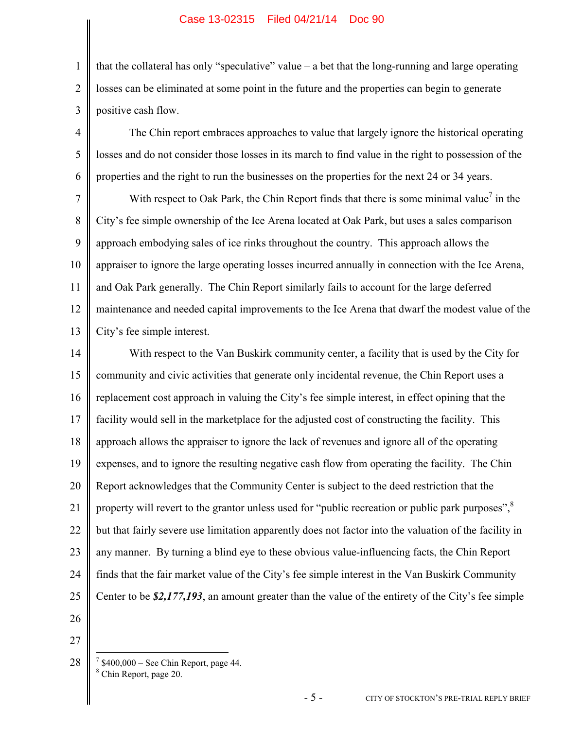that the collateral has only "speculative" value – a bet that the long-running and large operating losses can be eliminated at some point in the future and the properties can begin to generate positive cash flow.

The Chin report embraces approaches to value that largely ignore the historical operating losses and do not consider those losses in its march to find value in the right to possession of the properties and the right to run the businesses on the properties for the next 24 or 34 years.

With respect to Oak Park, the Chin Report finds that there is some minimal value[7] in the City's fee simple ownership of the Ice Arena located at Oak Park, but uses a sales comparison approach embodying sales of ice rinks throughout the country. This approach allows the appraiser to ignore the large operating losses incurred annually in connection with the Ice Arena, and Oak Park generally. The Chin Report similarly fails to account for the large deferred maintenance and needed capital improvements to the Ice Arena that dwarf the modest value of the City's fee simple interest.

With respect to the Van Buskirk community center, a facility that is used by the City for community and civic activities that generate only incidental revenue, the Chin Report uses a replacement cost approach in valuing the City's fee simple interest, in effect opining that the facility would sell in the marketplace for the adjusted cost of constructing the facility. This approach allows the appraiser to ignore the lack of revenues and ignore all of the operating expenses, and to ignore the resulting negative cash flow from operating the facility. The Chin Report acknowledges that the Community Center is subject to the deed restriction that the property will revert to the grantor unless used for "public recreation or public park purposes",[8] but that fairly severe use limitation apparently does not factor into the valuation of the facility in any manner. By turning a blind eye to these obvious value-influencing facts, the Chin Report finds that the fair market value of the City's fee simple interest in the Van Buskirk Community Center to be ***$2,177,193***, an amount greater than the value of the entirety of the City's fee simple

[7] $400,000 – See Chin Report, page 44.

[8] Chin Report, page 20.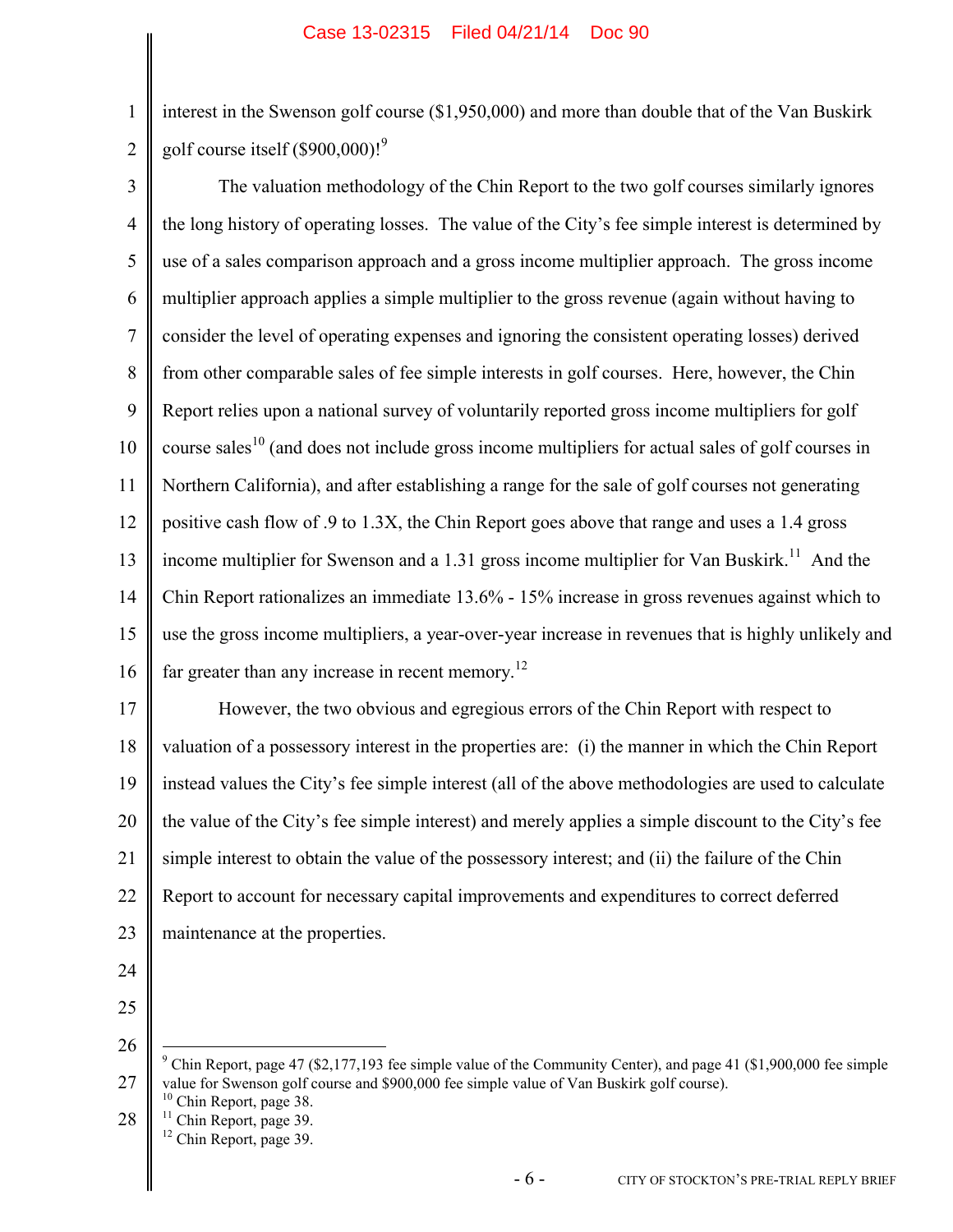interest in the Swenson golf course ($1,950,000) and more than double that of the Van Buskirk golf course itself ($900,000)![9]

The valuation methodology of the Chin Report to the two golf courses similarly ignores the long history of operating losses. The value of the City's fee simple interest is determined by use of a sales comparison approach and a gross income multiplier approach. The gross income multiplier approach applies a simple multiplier to the gross revenue (again without having to consider the level of operating expenses and ignoring the consistent operating losses) derived from other comparable sales of fee simple interests in golf courses. Here, however, the Chin Report relies upon a national survey of voluntarily reported gross income multipliers for golf course sales[10] (and does not include gross income multipliers for actual sales of golf courses in Northern California), and after establishing a range for the sale of golf courses not generating positive cash flow of .9 to 1.3X, the Chin Report goes above that range and uses a 1.4 gross income multiplier for Swenson and a 1.31 gross income multiplier for Van Buskirk.[11] And the Chin Report rationalizes an immediate 13.6% - 15% increase in gross revenues against which to use the gross income multipliers, a year-over-year increase in revenues that is highly unlikely and far greater than any increase in recent memory.[12]

However, the two obvious and egregious errors of the Chin Report with respect to valuation of a possessory interest in the properties are: (i) the manner in which the Chin Report instead values the City's fee simple interest (all of the above methodologies are used to calculate the value of the City's fee simple interest) and merely applies a simple discount to the City's fee simple interest to obtain the value of the possessory interest; and (ii) the failure of the Chin Report to account for necessary capital improvements and expenditures to correct deferred maintenance at the properties.

---

[9] Chin Report, page 47 ($2,177,193 fee simple value of the Community Center), and page 41 ($1,900,000 fee simple value for Swenson golf course and $900,000 fee simple value of Van Buskirk golf course).

[10] Chin Report, page 38.

[11] Chin Report, page 39.

[12] Chin Report, page 39.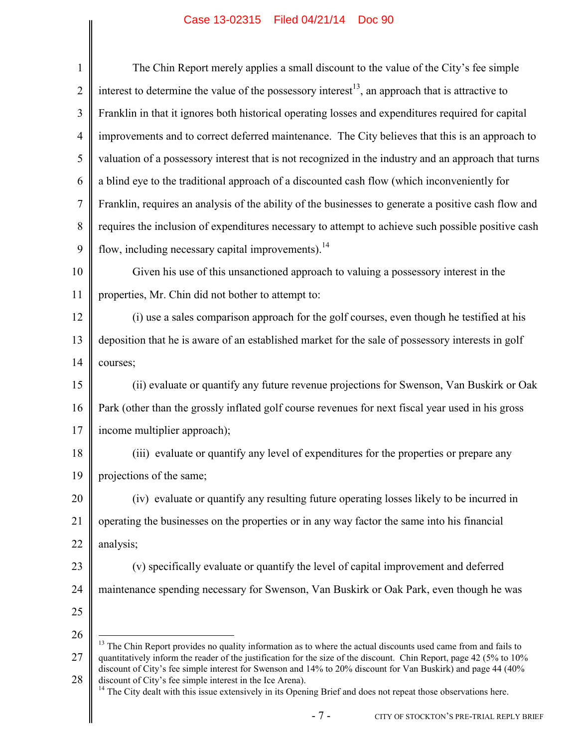The Chin Report merely applies a small discount to the value of the City's fee simple interest to determine the value of the possessory interest[13], an approach that is attractive to Franklin in that it ignores both historical operating losses and expenditures required for capital improvements and to correct deferred maintenance. The City believes that this is an approach to valuation of a possessory interest that is not recognized in the industry and an approach that turns a blind eye to the traditional approach of a discounted cash flow (which inconveniently for Franklin, requires an analysis of the ability of the businesses to generate a positive cash flow and requires the inclusion of expenditures necessary to attempt to achieve such possible positive cash flow, including necessary capital improvements).[14]

Given his use of this unsanctioned approach to valuing a possessory interest in the properties, Mr. Chin did not bother to attempt to:

(i) use a sales comparison approach for the golf courses, even though he testified at his deposition that he is aware of an established market for the sale of possessory interests in golf courses;

(ii) evaluate or quantify any future revenue projections for Swenson, Van Buskirk or Oak Park (other than the grossly inflated golf course revenues for next fiscal year used in his gross income multiplier approach);

(iii) evaluate or quantify any level of expenditures for the properties or prepare any projections of the same;

(iv) evaluate or quantify any resulting future operating losses likely to be incurred in operating the businesses on the properties or in any way factor the same into his financial analysis;

(v) specifically evaluate or quantify the level of capital improvement and deferred maintenance spending necessary for Swenson, Van Buskirk or Oak Park, even though he was

---

[13] The Chin Report provides no quality information as to where the actual discounts used came from and fails to quantitatively inform the reader of the justification for the size of the discount. Chin Report, page 42 (5% to 10% discount of City's fee simple interest for Swenson and 14% to 20% discount for Van Buskirk) and page 44 (40% discount of City's fee simple interest in the Ice Arena).

[14] The City dealt with this issue extensively in its Opening Brief and does not repeat those observations here.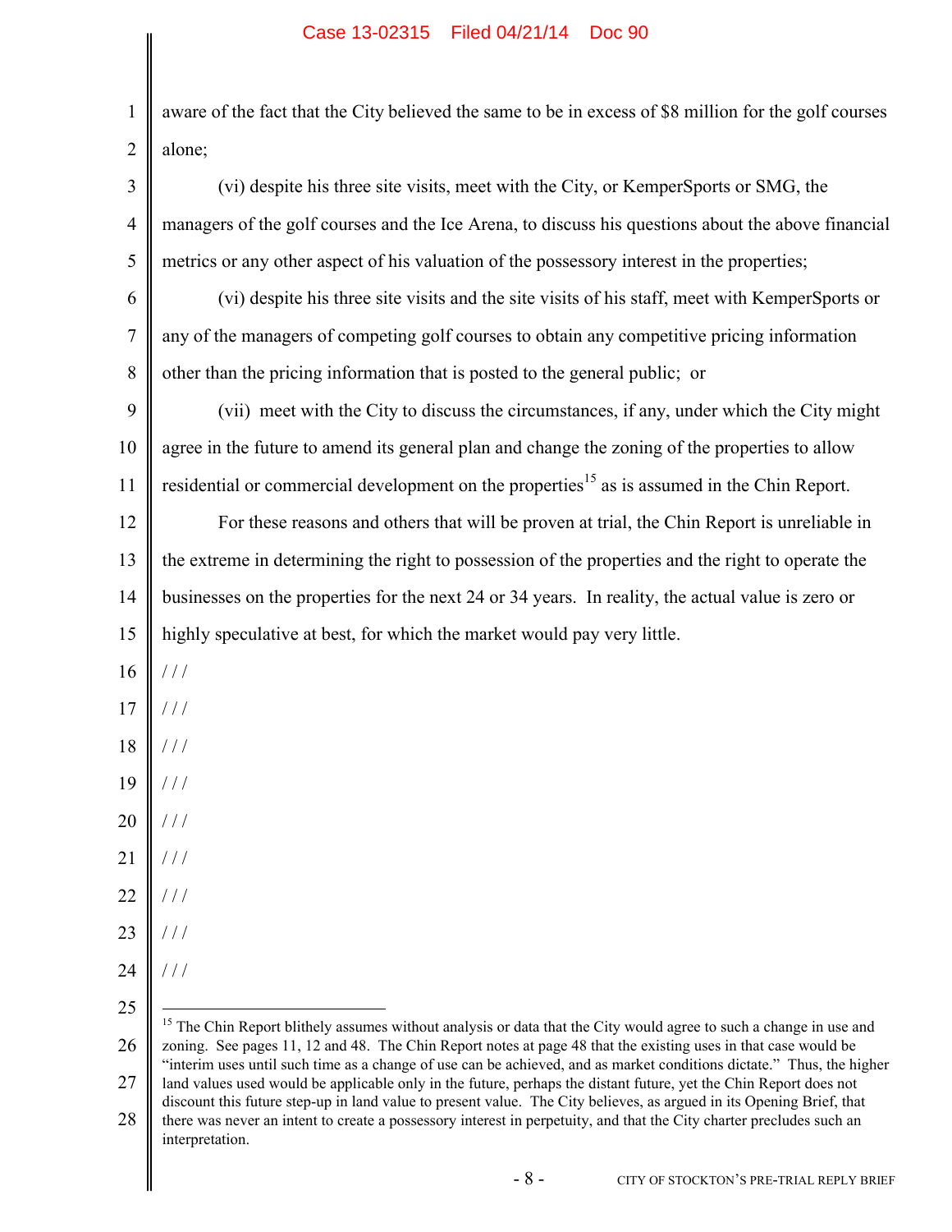aware of the fact that the City believed the same to be in excess of $8 million for the golf courses alone;

(vi) despite his three site visits, meet with the City, or KemperSports or SMG, the managers of the golf courses and the Ice Arena, to discuss his questions about the above financial metrics or any other aspect of his valuation of the possessory interest in the properties;

(vi) despite his three site visits and the site visits of his staff, meet with KemperSports or any of the managers of competing golf courses to obtain any competitive pricing information other than the pricing information that is posted to the general public; or

(vii) meet with the City to discuss the circumstances, if any, under which the City might agree in the future to amend its general plan and change the zoning of the properties to allow residential or commercial development on the properties[15] as is assumed in the Chin Report.

For these reasons and others that will be proven at trial, the Chin Report is unreliable in the extreme in determining the right to possession of the properties and the right to operate the businesses on the properties for the next 24 or 34 years. In reality, the actual value is zero or highly speculative at best, for which the market would pay very little.

/ / /

/ / /

/ / /

/ / /

/ / /

/ / /

/ / /

/ / /

/ / /

---

[15] The Chin Report blithely assumes without analysis or data that the City would agree to such a change in use and zoning. See pages 11, 12 and 48. The Chin Report notes at page 48 that the existing uses in that case would be "interim uses until such time as a change of use can be achieved, and as market conditions dictate." Thus, the higher land values used would be applicable only in the future, perhaps the distant future, yet the Chin Report does not discount this future step-up in land value to present value. The City believes, as argued in its Opening Brief, that there was never an intent to create a possessory interest in perpetuity, and that the City charter precludes such an interpretation.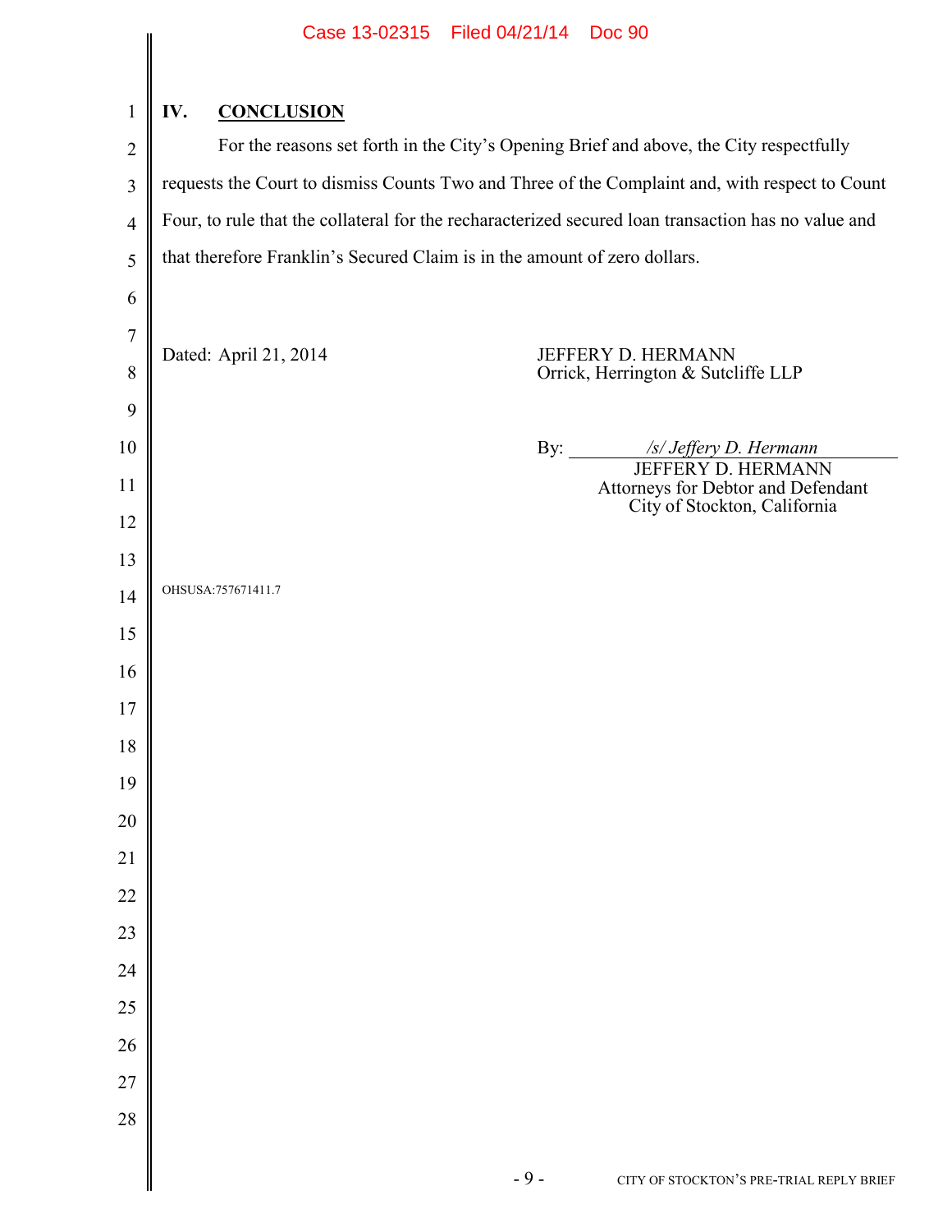## IV. CONCLUSION

For the reasons set forth in the City's Opening Brief and above, the City respectfully requests the Court to dismiss Counts Two and Three of the Complaint and, with respect to Count Four, to rule that the collateral for the recharacterized secured loan transaction has no value and that therefore Franklin's Secured Claim is in the amount of zero dollars.

Dated: April 21, 2014

JEFFERY D. HERMANN
Orrick, Herrington & Sutcliffe LLP

By: */s/ Jeffery D. Hermann*
JEFFERY D. HERMANN
Attorneys for Debtor and Defendant
City of Stockton, California

OHSUSA:757671411.7